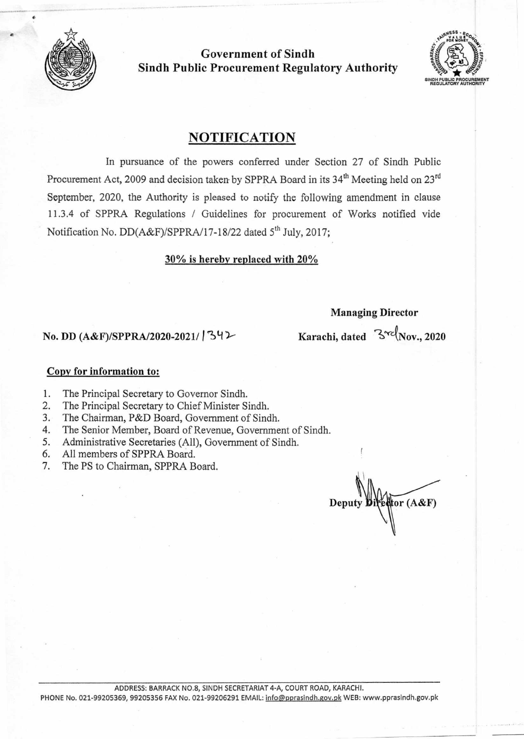**Government of Sindh**
**Sindh Public Procurement Regulatory Authority**

# NOTIFICATION

In pursuance of the powers conferred under Section 27 of Sindh Public Procurement Act, 2009 and decision taken by SPPRA Board in its 34th Meeting held on 23rd September, 2020, the Authority is pleased to notify the following amendment in clause 11.3.4 of SPPRA Regulations / Guidelines for procurement of Works notified vide Notification No. DD(A&F)/SPPRA/17-18/22 dated 5th July, 2017;

**<u>30% is hereby replaced with 20%</u>**

**Managing Director**

**No. DD (A&F)/SPPRA/2020-2021/ 1342** **Karachi, dated 3rd Nov., 2020**

**<u>Copy for information to:</u>**

1. The Principal Secretary to Governor Sindh.
2. The Principal Secretary to Chief Minister Sindh.
3. The Chairman, P&D Board, Government of Sindh.
4. The Senior Member, Board of Revenue, Government of Sindh.
5. Administrative Secretaries (All), Government of Sindh.
6. All members of SPPRA Board.
7. The PS to Chairman, SPPRA Board.

**Deputy Director (A&F)**

ADDRESS: BARRACK NO.8, SINDH SECRETARIAT 4-A, COURT ROAD, KARACHI.
PHONE No. 021-99205369, 99205356 FAX No. 021-99206291 EMAIL: info@pprasindh.gov.pk WEB: www.pprasindh.gov.pk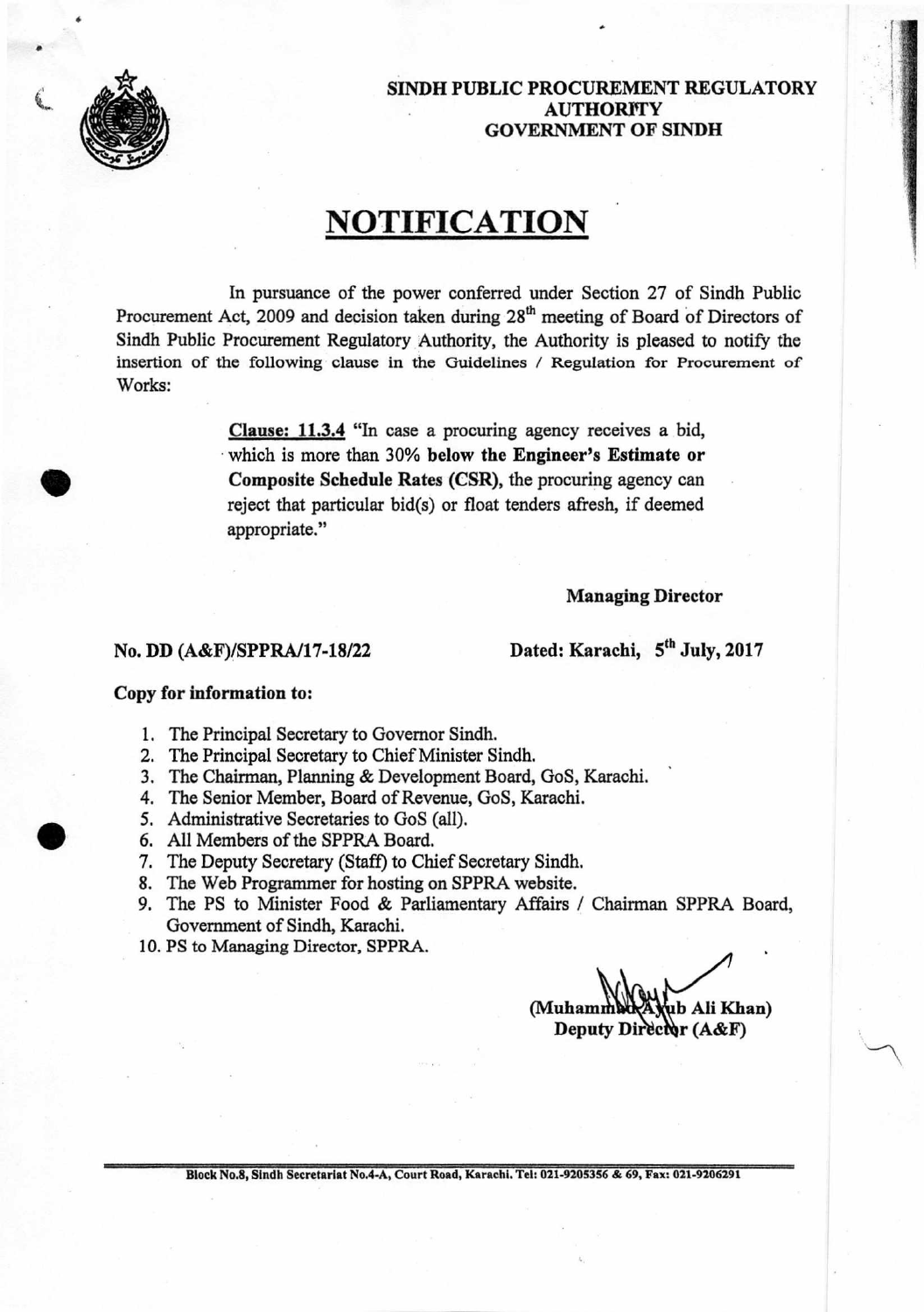**SINDH PUBLIC PROCUREMENT REGULATORY AUTHORITY**
**GOVERNMENT OF SINDH**

# NOTIFICATION

In pursuance of the power conferred under Section 27 of Sindh Public Procurement Act, 2009 and decision taken during 28th meeting of Board of Directors of Sindh Public Procurement Regulatory Authority, the Authority is pleased to notify the insertion of the following clause in the Guidelines / Regulation for Procurement of Works:

> **Clause: 11.3.4** "In case a procuring agency receives a bid, which is more than 30% **below the Engineer's Estimate or Composite Schedule Rates (CSR)**, the procuring agency can reject that particular bid(s) or float tenders afresh, if deemed appropriate."

**Managing Director**

**No. DD (A&F)/SPPRA/17-18/22** **Dated: Karachi, 5th July, 2017**

**Copy for information to:**

1. The Principal Secretary to Governor Sindh.
2. The Principal Secretary to Chief Minister Sindh.
3. The Chairman, Planning & Development Board, GoS, Karachi.
4. The Senior Member, Board of Revenue, GoS, Karachi.
5. Administrative Secretaries to GoS (all).
6. All Members of the SPPRA Board.
7. The Deputy Secretary (Staff) to Chief Secretary Sindh.
8. The Web Programmer for hosting on SPPRA website.
9. The PS to Minister Food & Parliamentary Affairs / Chairman SPPRA Board, Government of Sindh, Karachi.
10. PS to Managing Director, SPPRA.

**(Muhammad Ayub Ali Khan)**
**Deputy Director (A&F)**

Block No.8, Sindh Secretariat No.4-A, Court Road, Karachi. Tel: 021-9205356 & 69, Fax: 021-9206291